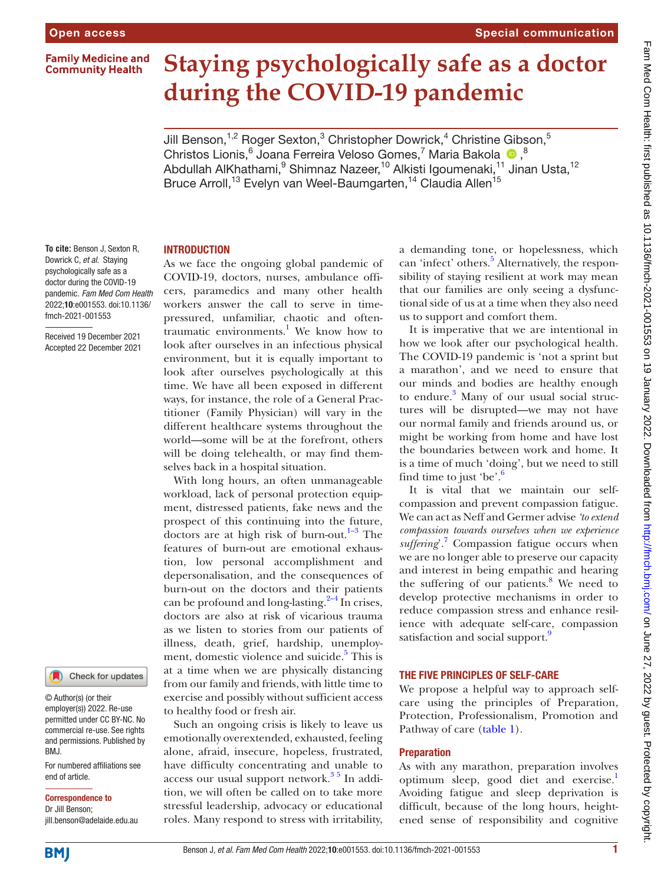# Staying psychologically safe as a doctor during the COVID-19 pandemic

Jill Benson,[1,2] Roger Sexton,[3] Christopher Dowrick,[4] Christine Gibson,[5] Christos Lionis,[6] Joana Ferreira Veloso Gomes,[7] Maria Bakola,[8] Abdullah AlKhathami,[9] Shimnaz Nazeer,[10] Alkisti Igoumenaki,[11] Jinan Usta,[12] Bruce Arroll,[13] Evelyn van Weel-Baumgarten,[14] Claudia Allen[15]

**To cite:** Benson J, Sexton R, Dowrick C, *et al*. Staying psychologically safe as a doctor during the COVID-19 pandemic. *Fam Med Com Health* 2022;**10**:e001553. doi:10.1136/fmch-2021-001553

Received 19 December 2021
Accepted 22 December 2021

© Author(s) (or their employer(s)) 2022. Re-use permitted under CC BY-NC. No commercial re-use. See rights and permissions. Published by BMJ.

For numbered affiliations see end of article.

**Correspondence to**
Dr Jill Benson;
jill.benson@adelaide.edu.au

## INTRODUCTION

As we face the ongoing global pandemic of COVID-19, doctors, nurses, ambulance officers, paramedics and many other health workers answer the call to serve in time-pressured, unfamiliar, chaotic and often-traumatic environments.[1] We know how to look after ourselves in an infectious physical environment, but it is equally important to look after ourselves psychologically at this time. We have all been exposed in different ways, for instance, the role of a General Practitioner (Family Physician) will vary in the different healthcare systems throughout the world—some will be at the forefront, others will be doing telehealth, or may find themselves back in a hospital situation.

With long hours, an often unmanageable workload, lack of personal protection equipment, distressed patients, fake news and the prospect of this continuing into the future, doctors are at high risk of burn-out.[1–3] The features of burn-out are emotional exhaustion, low personal accomplishment and depersonalisation, and the consequences of burn-out on the doctors and their patients can be profound and long-lasting.[2–4] In crises, doctors are also at risk of vicarious trauma as we listen to stories from our patients of illness, death, grief, hardship, unemployment, domestic violence and suicide.[5] This is at a time when we are physically distancing from our family and friends, with little time to exercise and possibly without sufficient access to healthy food or fresh air.

Such an ongoing crisis is likely to leave us emotionally overextended, exhausted, feeling alone, afraid, insecure, hopeless, frustrated, have difficulty concentrating and unable to access our usual support network.[3,5] In addition, we will often be called on to take more stressful leadership, advocacy or educational roles. Many respond to stress with irritability, a demanding tone, or hopelessness, which can 'infect' others.[5] Alternatively, the responsibility of staying resilient at work may mean that our families are only seeing a dysfunctional side of us at a time when they also need us to support and comfort them.

It is imperative that we are intentional in how we look after our psychological health. The COVID-19 pandemic is 'not a sprint but a marathon', and we need to ensure that our minds and bodies are healthy enough to endure.[3] Many of our usual social structures will be disrupted—we may not have our normal family and friends around us, or might be working from home and have lost the boundaries between work and home. It is a time of much 'doing', but we need to still find time to just 'be'.[6]

It is vital that we maintain our self-compassion and prevent compassion fatigue. We can act as Neff and Germer advise *'to extend compassion towards ourselves when we experience suffering'*.[7] Compassion fatigue occurs when we are no longer able to preserve our capacity and interest in being empathic and hearing the suffering of our patients.[8] We need to develop protective mechanisms in order to reduce compassion stress and enhance resilience with adequate self-care, compassion satisfaction and social support.[9]

## THE FIVE PRINCIPLES OF SELF-CARE

We propose a helpful way to approach self-care using the principles of Preparation, Protection, Professionalism, Promotion and Pathway of care (table 1).

### Preparation

As with any marathon, preparation involves optimum sleep, good diet and exercise.[1] Avoiding fatigue and sleep deprivation is difficult, because of the long hours, heightened sense of responsibility and cognitive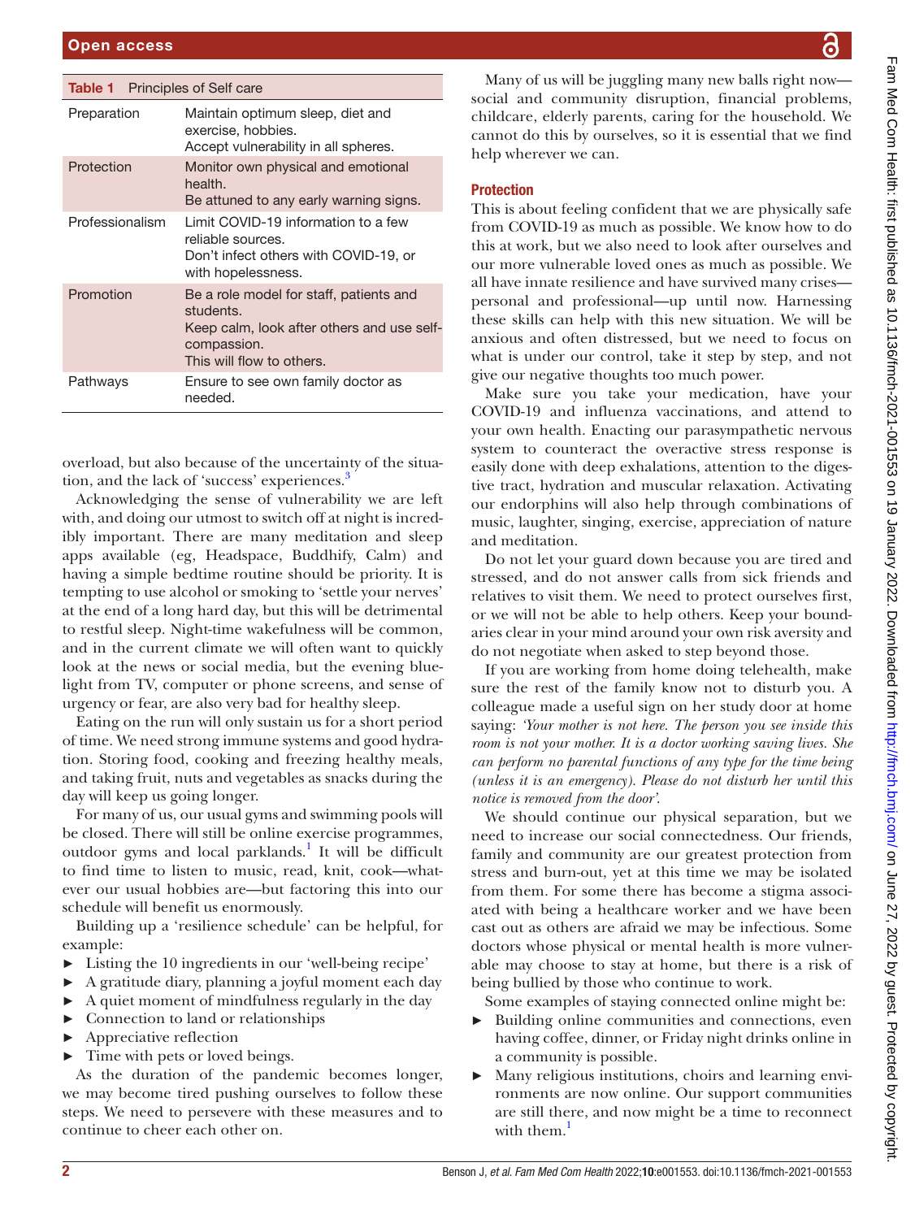**Table 1** Principles of Self care

| | |
|---|---|
| Preparation | Maintain optimum sleep, diet and exercise, hobbies.<br>Accept vulnerability in all spheres. |
| Protection | Monitor own physical and emotional health.<br>Be attuned to any early warning signs. |
| Professionalism | Limit COVID-19 information to a few reliable sources.<br>Don't infect others with COVID-19, or with hopelessness. |
| Promotion | Be a role model for staff, patients and students.<br>Keep calm, look after others and use self-compassion.<br>This will flow to others. |
| Pathways | Ensure to see own family doctor as needed. |

overload, but also because of the uncertainty of the situation, and the lack of 'success' experiences.[3]

Acknowledging the sense of vulnerability we are left with, and doing our utmost to switch off at night is incredibly important. There are many meditation and sleep apps available (eg, Headspace, Buddhify, Calm) and having a simple bedtime routine should be priority. It is tempting to use alcohol or smoking to 'settle your nerves' at the end of a long hard day, but this will be detrimental to restful sleep. Night-time wakefulness will be common, and in the current climate we will often want to quickly look at the news or social media, but the evening blue-light from TV, computer or phone screens, and sense of urgency or fear, are also very bad for healthy sleep.

Eating on the run will only sustain us for a short period of time. We need strong immune systems and good hydration. Storing food, cooking and freezing healthy meals, and taking fruit, nuts and vegetables as snacks during the day will keep us going longer.

For many of us, our usual gyms and swimming pools will be closed. There will still be online exercise programmes, outdoor gyms and local parklands.[1] It will be difficult to find time to listen to music, read, knit, cook—whatever our usual hobbies are—but factoring this into our schedule will benefit us enormously.

Building up a 'resilience schedule' can be helpful, for example:

- Listing the 10 ingredients in our 'well-being recipe'
- A gratitude diary, planning a joyful moment each day
- A quiet moment of mindfulness regularly in the day
- Connection to land or relationships
- Appreciative reflection
- Time with pets or loved beings.

As the duration of the pandemic becomes longer, we may become tired pushing ourselves to follow these steps. We need to persevere with these measures and to continue to cheer each other on.

Many of us will be juggling many new balls right now—social and community disruption, financial problems, childcare, elderly parents, caring for the household. We cannot do this by ourselves, so it is essential that we find help wherever we can.

## Protection

This is about feeling confident that we are physically safe from COVID-19 as much as possible. We know how to do this at work, but we also need to look after ourselves and our more vulnerable loved ones as much as possible. We all have innate resilience and have survived many crises—personal and professional—up until now. Harnessing these skills can help with this new situation. We will be anxious and often distressed, but we need to focus on what is under our control, take it step by step, and not give our negative thoughts too much power.

Make sure you take your medication, have your COVID-19 and influenza vaccinations, and attend to your own health. Enacting our parasympathetic nervous system to counteract the overactive stress response is easily done with deep exhalations, attention to the digestive tract, hydration and muscular relaxation. Activating our endorphins will also help through combinations of music, laughter, singing, exercise, appreciation of nature and meditation.

Do not let your guard down because you are tired and stressed, and do not answer calls from sick friends and relatives to visit them. We need to protect ourselves first, or we will not be able to help others. Keep your boundaries clear in your mind around your own risk aversity and do not negotiate when asked to step beyond those.

If you are working from home doing telehealth, make sure the rest of the family know not to disturb you. A colleague made a useful sign on her study door at home saying: *'Your mother is not here. The person you see inside this room is not your mother. It is a doctor working saving lives. She can perform no parental functions of any type for the time being (unless it is an emergency). Please do not disturb her until this notice is removed from the door'.*

We should continue our physical separation, but we need to increase our social connectedness. Our friends, family and community are our greatest protection from stress and burn-out, yet at this time we may be isolated from them. For some there has become a stigma associated with being a healthcare worker and we have been cast out as others are afraid we may be infectious. Some doctors whose physical or mental health is more vulnerable may choose to stay at home, but there is a risk of being bullied by those who continue to work.

Some examples of staying connected online might be:

- Building online communities and connections, even having coffee, dinner, or Friday night drinks online in a community is possible.
- Many religious institutions, choirs and learning environments are now online. Our support communities are still there, and now might be a time to reconnect with them.[1]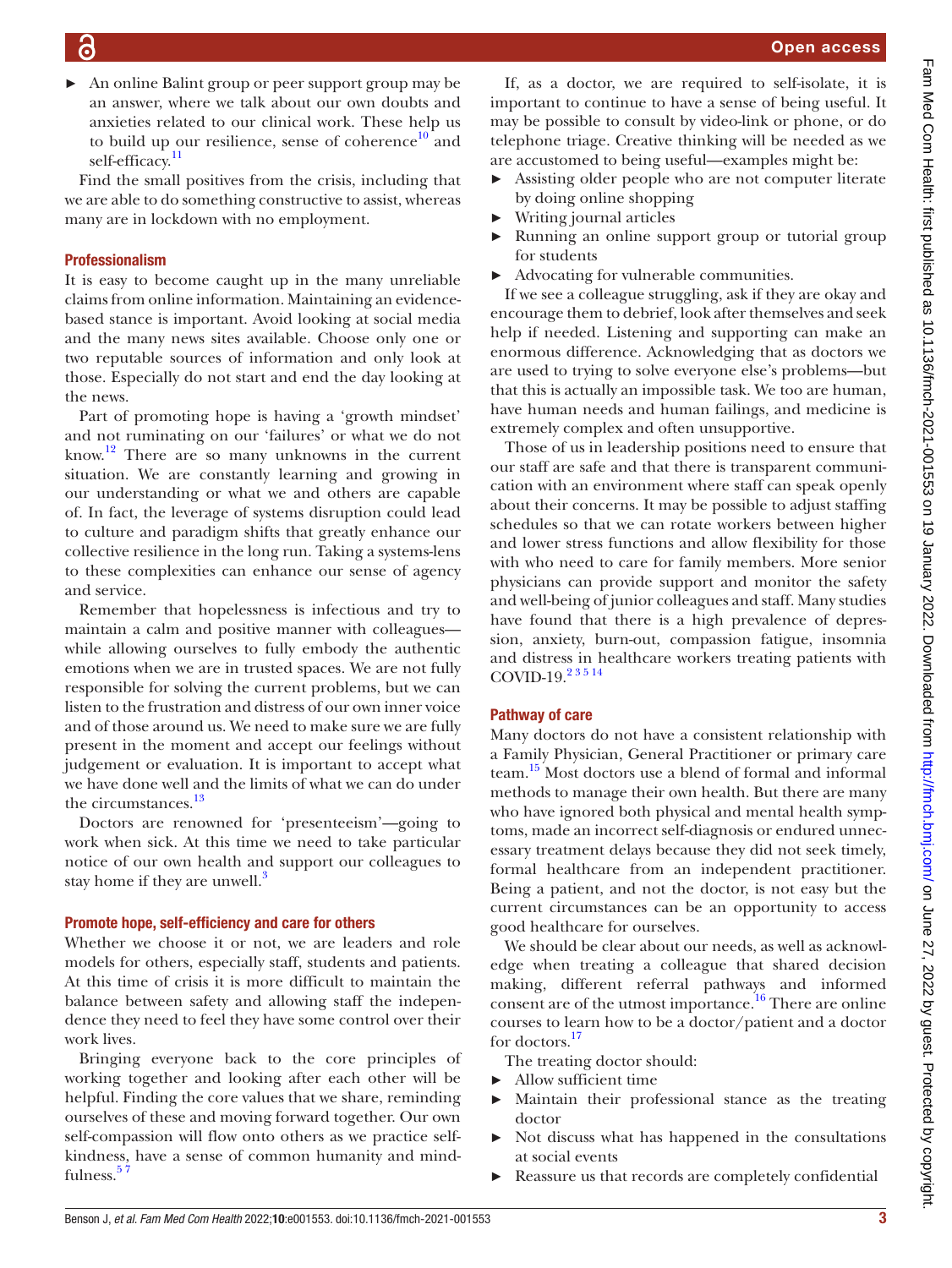- An online Balint group or peer support group may be an answer, where we talk about our own doubts and anxieties related to our clinical work. These help us to build up our resilience, sense of coherence[10] and self-efficacy.[11]

Find the small positives from the crisis, including that we are able to do something constructive to assist, whereas many are in lockdown with no employment.

### Professionalism

It is easy to become caught up in the many unreliable claims from online information. Maintaining an evidence-based stance is important. Avoid looking at social media and the many news sites available. Choose only one or two reputable sources of information and only look at those. Especially do not start and end the day looking at the news.

Part of promoting hope is having a 'growth mindset' and not ruminating on our 'failures' or what we do not know.[12] There are so many unknowns in the current situation. We are constantly learning and growing in our understanding or what we and others are capable of. In fact, the leverage of systems disruption could lead to culture and paradigm shifts that greatly enhance our collective resilience in the long run. Taking a systems-lens to these complexities can enhance our sense of agency and service.

Remember that hopelessness is infectious and try to maintain a calm and positive manner with colleagues—while allowing ourselves to fully embody the authentic emotions when we are in trusted spaces. We are not fully responsible for solving the current problems, but we can listen to the frustration and distress of our own inner voice and of those around us. We need to make sure we are fully present in the moment and accept our feelings without judgement or evaluation. It is important to accept what we have done well and the limits of what we can do under the circumstances.[13]

Doctors are renowned for 'presenteeism'—going to work when sick. At this time we need to take particular notice of our own health and support our colleagues to stay home if they are unwell.[3]

### Promote hope, self-efficiency and care for others

Whether we choose it or not, we are leaders and role models for others, especially staff, students and patients. At this time of crisis it is more difficult to maintain the balance between safety and allowing staff the independence they need to feel they have some control over their work lives.

Bringing everyone back to the core principles of working together and looking after each other will be helpful. Finding the core values that we share, reminding ourselves of these and moving forward together. Our own self-compassion will flow onto others as we practice self-kindness, have a sense of common humanity and mindfulness.[5 7]

If, as a doctor, we are required to self-isolate, it is important to continue to have a sense of being useful. It may be possible to consult by video-link or phone, or do telephone triage. Creative thinking will be needed as we are accustomed to being useful—examples might be:

- Assisting older people who are not computer literate by doing online shopping
- Writing journal articles
- Running an online support group or tutorial group for students
- Advocating for vulnerable communities.

If we see a colleague struggling, ask if they are okay and encourage them to debrief, look after themselves and seek help if needed. Listening and supporting can make an enormous difference. Acknowledging that as doctors we are used to trying to solve everyone else's problems—but that this is actually an impossible task. We too are human, have human needs and human failings, and medicine is extremely complex and often unsupportive.

Those of us in leadership positions need to ensure that our staff are safe and that there is transparent communication with an environment where staff can speak openly about their concerns. It may be possible to adjust staffing schedules so that we can rotate workers between higher and lower stress functions and allow flexibility for those with who need to care for family members. More senior physicians can provide support and monitor the safety and well-being of junior colleagues and staff. Many studies have found that there is a high prevalence of depression, anxiety, burn-out, compassion fatigue, insomnia and distress in healthcare workers treating patients with COVID-19.[2 3 5 14]

### Pathway of care

Many doctors do not have a consistent relationship with a Family Physician, General Practitioner or primary care team.[15] Most doctors use a blend of formal and informal methods to manage their own health. But there are many who have ignored both physical and mental health symptoms, made an incorrect self-diagnosis or endured unnecessary treatment delays because they did not seek timely, formal healthcare from an independent practitioner. Being a patient, and not the doctor, is not easy but the current circumstances can be an opportunity to access good healthcare for ourselves.

We should be clear about our needs, as well as acknowledge when treating a colleague that shared decision making, different referral pathways and informed consent are of the utmost importance.[16] There are online courses to learn how to be a doctor/patient and a doctor for doctors.[17]

The treating doctor should:

- Allow sufficient time
- Maintain their professional stance as the treating doctor
- Not discuss what has happened in the consultations at social events
- Reassure us that records are completely confidential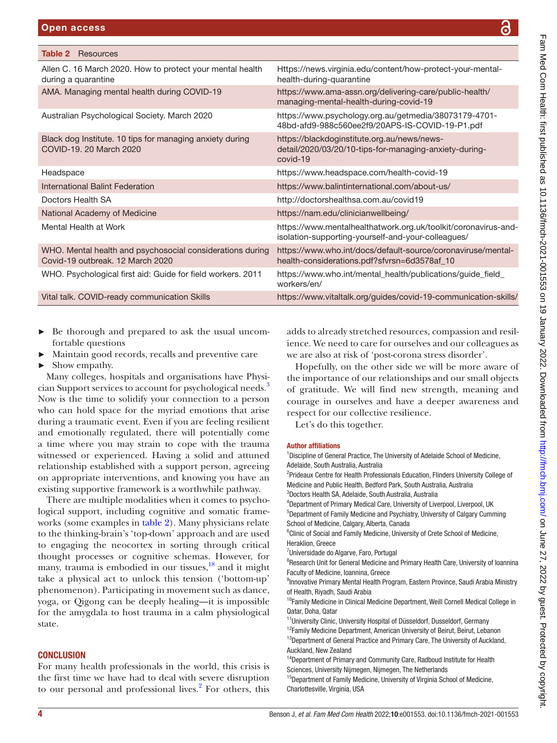**Table 2** Resources

| | |
|---|---|
| Allen C. 16 March 2020. How to protect your mental health during a quarantine | Https://news.virginia.edu/content/how-protect-your-mental-health-during-quarantine |
| AMA. Managing mental health during COVID-19 | https://www.ama-assn.org/delivering-care/public-health/managing-mental-health-during-covid-19 |
| Australian Psychological Society. March 2020 | https://www.psychology.org.au/getmedia/38073179-4701-48bd-afd9-988c560ee2f9/20APS-IS-COVID-19-P1.pdf |
| Black dog Institute. 10 tips for managing anxiety during COVID-19. 20 March 2020 | https://blackdoginstitute.org.au/news/news-detail/2020/03/20/10-tips-for-managing-anxiety-during-covid-19 |
| Headspace | https://www.headspace.com/health-covid-19 |
| International Balint Federation | https://www.balintinternational.com/about-us/ |
| Doctors Health SA | http://doctorshealthsa.com.au/covid19 |
| National Academy of Medicine | https://nam.edu/clinicianwellbeing/ |
| Mental Health at Work | https://www.mentalhealthatwork.org.uk/toolkit/coronavirus-and-isolation-supporting-yourself-and-your-colleagues/ |
| WHO. Mental health and psychosocial considerations during Covid-19 outbreak. 12 March 2020 | https://www.who.int/docs/default-source/coronaviruse/mental-health-considerations.pdf?sfvrsn=6d3578af_10 |
| WHO. Psychological first aid: Guide for field workers. 2011 | https://www.who.int/mental_health/publications/guide_field_workers/en/ |
| Vital talk. COVID-ready communication Skills | https://www.vitaltalk.org/guides/covid-19-communication-skills/ |

- Be thorough and prepared to ask the usual uncomfortable questions
- Maintain good records, recalls and preventive care
- Show empathy.

Many colleges, hospitals and organisations have Physician Support services to account for psychological needs.[3] Now is the time to solidify your connection to a person who can hold space for the myriad emotions that arise during a traumatic event. Even if you are feeling resilient and emotionally regulated, there will potentially come a time where you may strain to cope with the trauma witnessed or experienced. Having a solid and attuned relationship established with a support person, agreeing on appropriate interventions, and knowing you have an existing supportive framework is a worthwhile pathway.

There are multiple modalities when it comes to psychological support, including cognitive and somatic frameworks (some examples in table 2). Many physicians relate to the thinking-brain's 'top-down' approach and are used to engaging the neocortex in sorting through critical thought processes or cognitive schemas. However, for many, trauma is embodied in our tissues,[18] and it might take a physical act to unlock this tension ('bottom-up' phenomenon). Participating in movement such as dance, yoga, or Qigong can be deeply healing—it is impossible for the amygdala to host trauma in a calm physiological state.

## CONCLUSION

For many health professionals in the world, this crisis is the first time we have had to deal with severe disruption to our personal and professional lives.[2] For others, this adds to already stretched resources, compassion and resilience. We need to care for ourselves and our colleagues as we are also at risk of 'post-corona stress disorder'.

Hopefully, on the other side we will be more aware of the importance of our relationships and our small objects of gratitude. We will find new strength, meaning and courage in ourselves and have a deeper awareness and respect for our collective resilience.

Let's do this together.

### Author affiliations

[1]Discipline of General Practice, The University of Adelaide School of Medicine, Adelaide, South Australia, Australia
[2]Prideaux Centre for Health Professionals Education, Flinders University College of Medicine and Public Health, Bedford Park, South Australia, Australia
[3]Doctors Health SA, Adelaide, South Australia, Australia
[4]Department of Primary Medical Care, University of Liverpool, Liverpool, UK
[5]Department of Family Medicine and Psychiatry, University of Calgary Cumming School of Medicine, Calgary, Alberta, Canada
[6]Clinic of Social and Family Medicine, University of Crete School of Medicine, Heraklion, Greece
[7]Universidade do Algarve, Faro, Portugal
[8]Research Unit for General Medicine and Primary Health Care, University of Ioannina Faculty of Medicine, Ioannina, Greece
[9]Innovative Primary Mental Health Program, Eastern Province, Saudi Arabia Ministry of Health, Riyadh, Saudi Arabia
[10]Family Medicine in Clinical Medicine Department, Weill Cornell Medical College in Qatar, Doha, Qatar
[11]University Clinic, University Hospital of Düsseldorf, Dusseldorf, Germany
[12]Family Medicine Department, American University of Beirut, Beirut, Lebanon
[13]Department of General Practice and Primary Care, The University of Auckland, Auckland, New Zealand
[14]Department of Primary and Community Care, Radboud Institute for Health Sciences, University Nijmegen, Nijmegen, The Netherlands
[15]Department of Family Medicine, University of Virginia School of Medicine, Charlottesville, Virginia, USA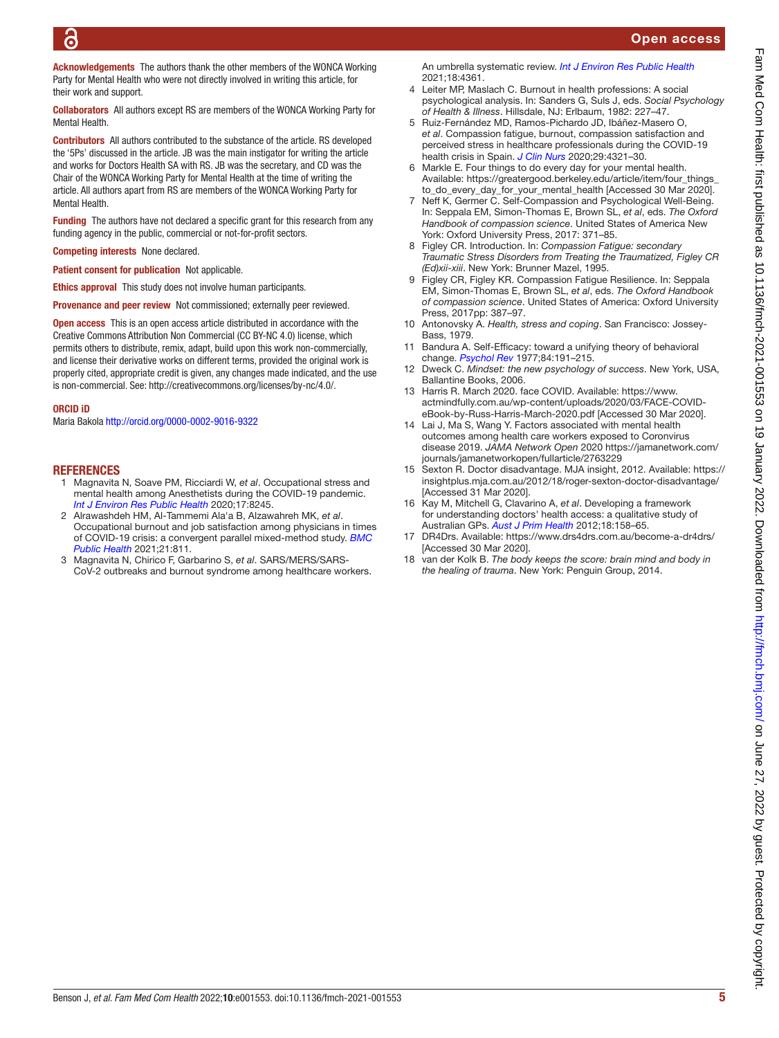**Acknowledgements** The authors thank the other members of the WONCA Working Party for Mental Health who were not directly involved in writing this article, for their work and support.

**Collaborators** All authors except RS are members of the WONCA Working Party for Mental Health.

**Contributors** All authors contributed to the substance of the article. RS developed the '5Ps' discussed in the article. JB was the main instigator for writing the article and works for Doctors Health SA with RS. JB was the secretary, and CD was the Chair of the WONCA Working Party for Mental Health at the time of writing the article. All authors apart from RS are members of the WONCA Working Party for Mental Health.

**Funding** The authors have not declared a specific grant for this research from any funding agency in the public, commercial or not-for-profit sectors.

**Competing interests** None declared.

**Patient consent for publication** Not applicable.

**Ethics approval** This study does not involve human participants.

**Provenance and peer review** Not commissioned; externally peer reviewed.

**Open access** This is an open access article distributed in accordance with the Creative Commons Attribution Non Commercial (CC BY-NC 4.0) license, which permits others to distribute, remix, adapt, build upon this work non-commercially, and license their derivative works on different terms, provided the original work is properly cited, appropriate credit is given, any changes made indicated, and the use is non-commercial. See: http://creativecommons.org/licenses/by-nc/4.0/.

**ORCID iD**

Maria Bakola http://orcid.org/0000-0002-9016-9322

## REFERENCES

1. Magnavita N, Soave PM, Ricciardi W, *et al*. Occupational stress and mental health among Anesthetists during the COVID-19 pandemic. *Int J Environ Res Public Health* 2020;17:8245.
2. Alrawashdeh HM, Al-Tammemi Ala'a B, Alzawahreh MK, *et al*. Occupational burnout and job satisfaction among physicians in times of COVID-19 crisis: a convergent parallel mixed-method study. *BMC Public Health* 2021;21:811.
3. Magnavita N, Chirico F, Garbarino S, *et al*. SARS/MERS/SARS-CoV-2 outbreaks and burnout syndrome among healthcare workers. An umbrella systematic review. *Int J Environ Res Public Health* 2021;18:4361.
4. Leiter MP, Maslach C. Burnout in health professions: A social psychological analysis. In: Sanders G, Suls J, eds. *Social Psychology of Health & Illness*. Hillsdale, NJ: Erlbaum, 1982: 227–47.
5. Ruiz-Fernández MD, Ramos-Pichardo JD, Ibáñez-Masero O, *et al*. Compassion fatigue, burnout, compassion satisfaction and perceived stress in healthcare professionals during the COVID-19 health crisis in Spain. *J Clin Nurs* 2020;29:4321–30.
6. Markle E. Four things to do every day for your mental health. Available: https://greatergood.berkeley.edu/article/item/four_things_to_do_every_day_for_your_mental_health [Accessed 30 Mar 2020].
7. Neff K, Germer C. Self-Compassion and Psychological Well-Being. In: Seppala EM, Simon-Thomas E, Brown SL, *et al*, eds. *The Oxford Handbook of compassion science*. United States of America New York: Oxford University Press, 2017: 371–85.
8. Figley CR. Introduction. In: *Compassion Fatigue: secondary Traumatic Stress Disorders from Treating the Traumatized, Figley CR (Ed)xii-xiii*. New York: Brunner Mazel, 1995.
9. Figley CR, Figley KR. Compassion Fatigue Resilience. In: Seppala EM, Simon-Thomas E, Brown SL, *et al*, eds. *The Oxford Handbook of compassion science*. United States of America: Oxford University Press, 2017pp: 387–97.
10. Antonovsky A. *Health, stress and coping*. San Francisco: Jossey-Bass, 1979.
11. Bandura A. Self-Efficacy: toward a unifying theory of behavioral change. *Psychol Rev* 1977;84:191–215.
12. Dweck C. *Mindset: the new psychology of success*. New York, USA, Ballantine Books, 2006.
13. Harris R. March 2020. face COVID. Available: https://www.actmindfully.com.au/wp-content/uploads/2020/03/FACE-COVID-eBook-by-Russ-Harris-March-2020.pdf [Accessed 30 Mar 2020].
14. Lai J, Ma S, Wang Y. Factors associated with mental health outcomes among health care workers exposed to Coronvirus disease 2019. *JAMA Network Open* 2020 https://jamanetwork.com/journals/jamanetworkopen/fullarticle/2763229
15. Sexton R. Doctor disadvantage. MJA insight, 2012. Available: https://insightplus.mja.com.au/2012/18/roger-sexton-doctor-disadvantage/ [Accessed 31 Mar 2020].
16. Kay M, Mitchell G, Clavarino A, *et al*. Developing a framework for understanding doctors' health access: a qualitative study of Australian GPs. *Aust J Prim Health* 2012;18:158–65.
17. DR4Drs. Available: https://www.drs4drs.com.au/become-a-dr4drs/ [Accessed 30 Mar 2020].
18. van der Kolk B. *The body keeps the score: brain mind and body in the healing of trauma*. New York: Penguin Group, 2014.